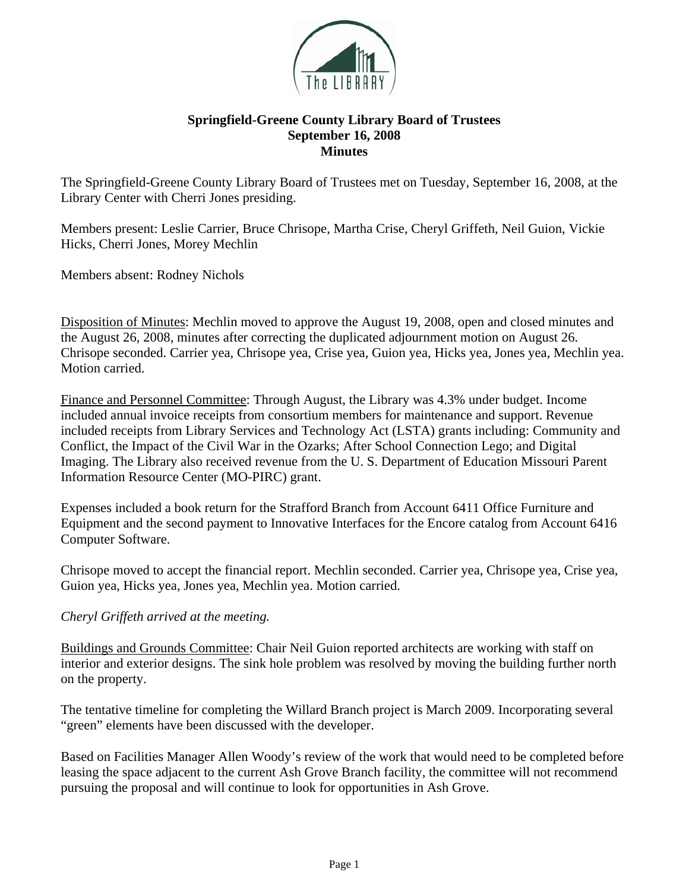**Springfield-Greene County Library Board of Trustees**
**September 16, 2008**
**Minutes**

The Springfield-Greene County Library Board of Trustees met on Tuesday, September 16, 2008, at the Library Center with Cherri Jones presiding.

Members present: Leslie Carrier, Bruce Chrisope, Martha Crise, Cheryl Griffeth, Neil Guion, Vickie Hicks, Cherri Jones, Morey Mechlin

Members absent: Rodney Nichols

Disposition of Minutes: Mechlin moved to approve the August 19, 2008, open and closed minutes and the August 26, 2008, minutes after correcting the duplicated adjournment motion on August 26. Chrisope seconded. Carrier yea, Chrisope yea, Crise yea, Guion yea, Hicks yea, Jones yea, Mechlin yea. Motion carried.

Finance and Personnel Committee: Through August, the Library was 4.3% under budget. Income included annual invoice receipts from consortium members for maintenance and support. Revenue included receipts from Library Services and Technology Act (LSTA) grants including: Community and Conflict, the Impact of the Civil War in the Ozarks; After School Connection Lego; and Digital Imaging. The Library also received revenue from the U. S. Department of Education Missouri Parent Information Resource Center (MO-PIRC) grant.

Expenses included a book return for the Strafford Branch from Account 6411 Office Furniture and Equipment and the second payment to Innovative Interfaces for the Encore catalog from Account 6416 Computer Software.

Chrisope moved to accept the financial report. Mechlin seconded. Carrier yea, Chrisope yea, Crise yea, Guion yea, Hicks yea, Jones yea, Mechlin yea. Motion carried.

*Cheryl Griffeth arrived at the meeting.*

Buildings and Grounds Committee: Chair Neil Guion reported architects are working with staff on interior and exterior designs. The sink hole problem was resolved by moving the building further north on the property.

The tentative timeline for completing the Willard Branch project is March 2009. Incorporating several "green" elements have been discussed with the developer.

Based on Facilities Manager Allen Woody's review of the work that would need to be completed before leasing the space adjacent to the current Ash Grove Branch facility, the committee will not recommend pursuing the proposal and will continue to look for opportunities in Ash Grove.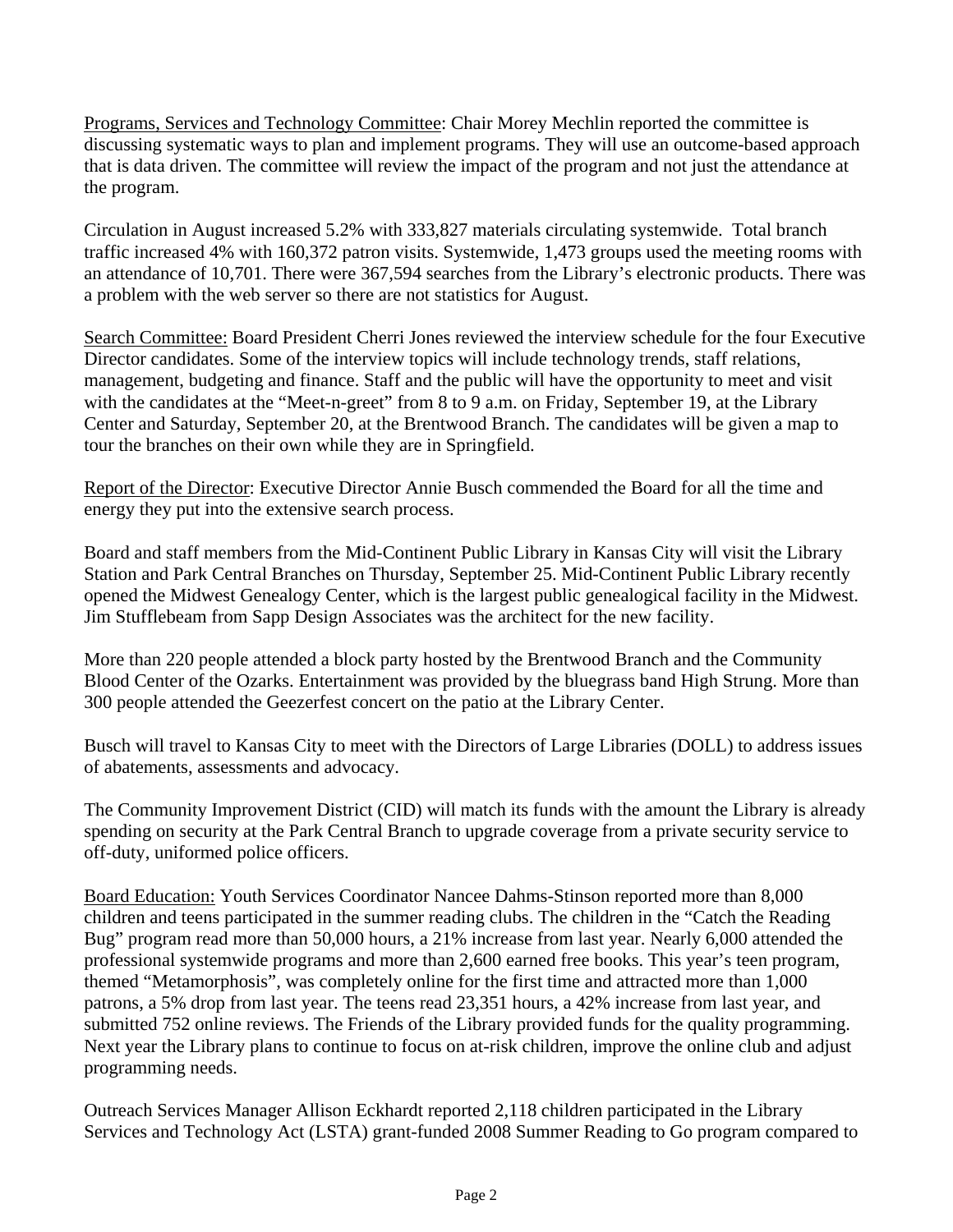Programs, Services and Technology Committee: Chair Morey Mechlin reported the committee is discussing systematic ways to plan and implement programs. They will use an outcome-based approach that is data driven. The committee will review the impact of the program and not just the attendance at the program.

Circulation in August increased 5.2% with 333,827 materials circulating systemwide. Total branch traffic increased 4% with 160,372 patron visits. Systemwide, 1,473 groups used the meeting rooms with an attendance of 10,701. There were 367,594 searches from the Library's electronic products. There was a problem with the web server so there are not statistics for August.

Search Committee: Board President Cherri Jones reviewed the interview schedule for the four Executive Director candidates. Some of the interview topics will include technology trends, staff relations, management, budgeting and finance. Staff and the public will have the opportunity to meet and visit with the candidates at the "Meet-n-greet" from 8 to 9 a.m. on Friday, September 19, at the Library Center and Saturday, September 20, at the Brentwood Branch. The candidates will be given a map to tour the branches on their own while they are in Springfield.

Report of the Director: Executive Director Annie Busch commended the Board for all the time and energy they put into the extensive search process.

Board and staff members from the Mid-Continent Public Library in Kansas City will visit the Library Station and Park Central Branches on Thursday, September 25. Mid-Continent Public Library recently opened the Midwest Genealogy Center, which is the largest public genealogical facility in the Midwest. Jim Stufflebeam from Sapp Design Associates was the architect for the new facility.

More than 220 people attended a block party hosted by the Brentwood Branch and the Community Blood Center of the Ozarks. Entertainment was provided by the bluegrass band High Strung. More than 300 people attended the Geezerfest concert on the patio at the Library Center.

Busch will travel to Kansas City to meet with the Directors of Large Libraries (DOLL) to address issues of abatements, assessments and advocacy.

The Community Improvement District (CID) will match its funds with the amount the Library is already spending on security at the Park Central Branch to upgrade coverage from a private security service to off-duty, uniformed police officers.

Board Education: Youth Services Coordinator Nancee Dahms-Stinson reported more than 8,000 children and teens participated in the summer reading clubs. The children in the "Catch the Reading Bug" program read more than 50,000 hours, a 21% increase from last year. Nearly 6,000 attended the professional systemwide programs and more than 2,600 earned free books. This year's teen program, themed "Metamorphosis", was completely online for the first time and attracted more than 1,000 patrons, a 5% drop from last year. The teens read 23,351 hours, a 42% increase from last year, and submitted 752 online reviews. The Friends of the Library provided funds for the quality programming. Next year the Library plans to continue to focus on at-risk children, improve the online club and adjust programming needs.

Outreach Services Manager Allison Eckhardt reported 2,118 children participated in the Library Services and Technology Act (LSTA) grant-funded 2008 Summer Reading to Go program compared to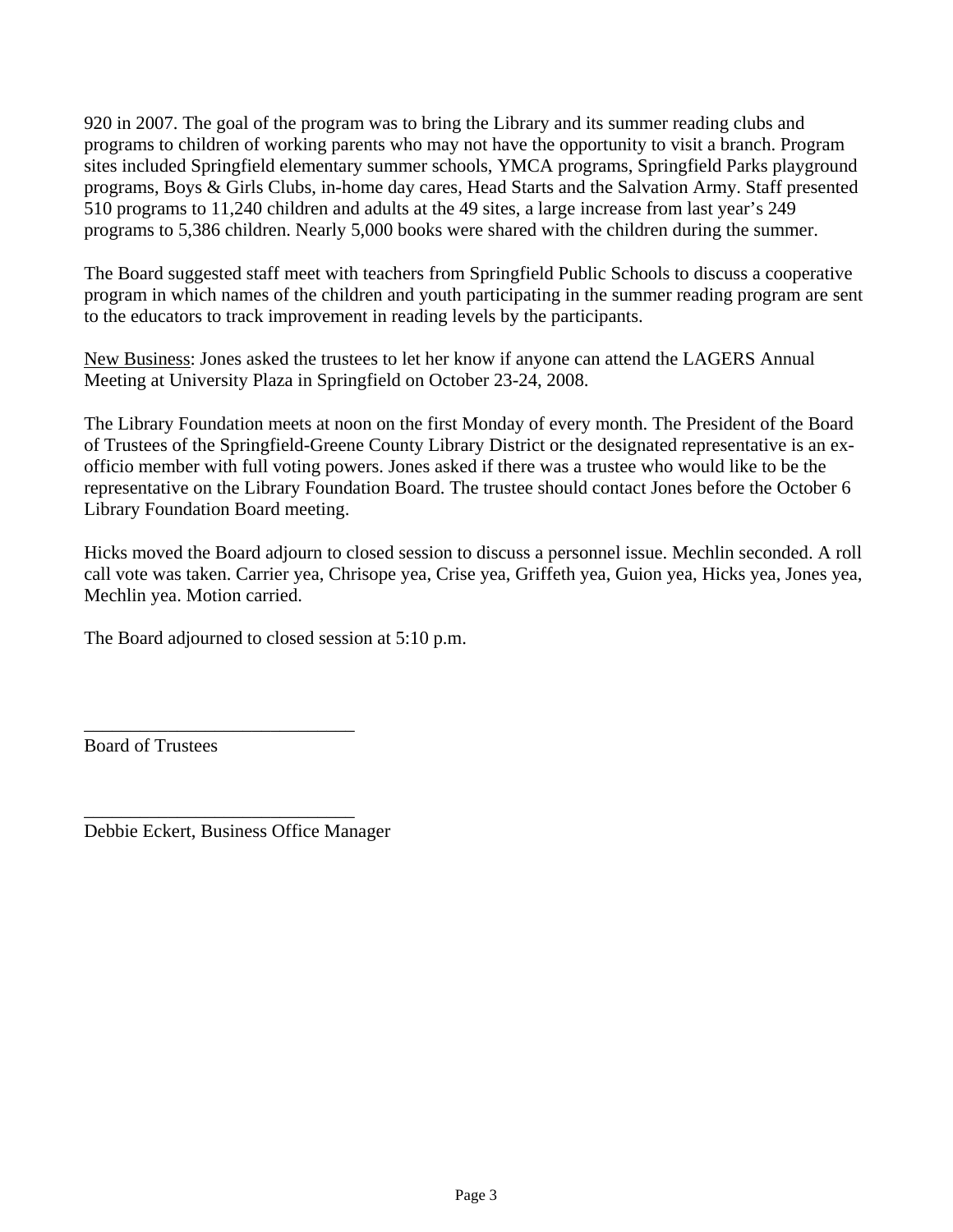920 in 2007. The goal of the program was to bring the Library and its summer reading clubs and programs to children of working parents who may not have the opportunity to visit a branch. Program sites included Springfield elementary summer schools, YMCA programs, Springfield Parks playground programs, Boys & Girls Clubs, in-home day cares, Head Starts and the Salvation Army. Staff presented 510 programs to 11,240 children and adults at the 49 sites, a large increase from last year's 249 programs to 5,386 children. Nearly 5,000 books were shared with the children during the summer.

The Board suggested staff meet with teachers from Springfield Public Schools to discuss a cooperative program in which names of the children and youth participating in the summer reading program are sent to the educators to track improvement in reading levels by the participants.

<u>New Business</u>: Jones asked the trustees to let her know if anyone can attend the LAGERS Annual Meeting at University Plaza in Springfield on October 23-24, 2008.

The Library Foundation meets at noon on the first Monday of every month. The President of the Board of Trustees of the Springfield-Greene County Library District or the designated representative is an ex-officio member with full voting powers. Jones asked if there was a trustee who would like to be the representative on the Library Foundation Board. The trustee should contact Jones before the October 6 Library Foundation Board meeting.

Hicks moved the Board adjourn to closed session to discuss a personnel issue. Mechlin seconded. A roll call vote was taken. Carrier yea, Chrisope yea, Crise yea, Griffeth yea, Guion yea, Hicks yea, Jones yea, Mechlin yea. Motion carried.

The Board adjourned to closed session at 5:10 p.m.

_____________________________
Board of Trustees

_____________________________
Debbie Eckert, Business Office Manager